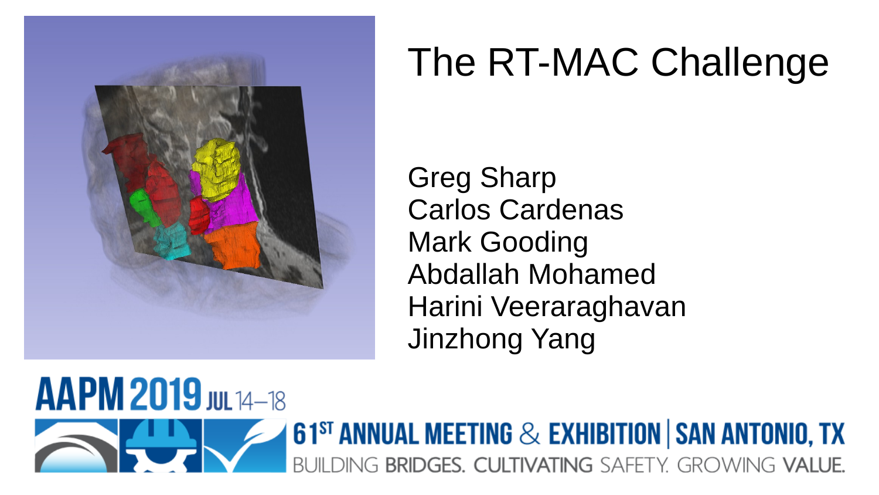# The RT-MAC Challenge

Greg Sharp
Carlos Cardenas
Mark Gooding
Abdallah Mohamed
Harini Veeraraghavan
Jinzhong Yang

AAPM 2019 JUL 14–18

61ST ANNUAL MEETING & EXHIBITION | SAN ANTONIO, TX

BUILDING BRIDGES. CULTIVATING SAFETY. GROWING VALUE.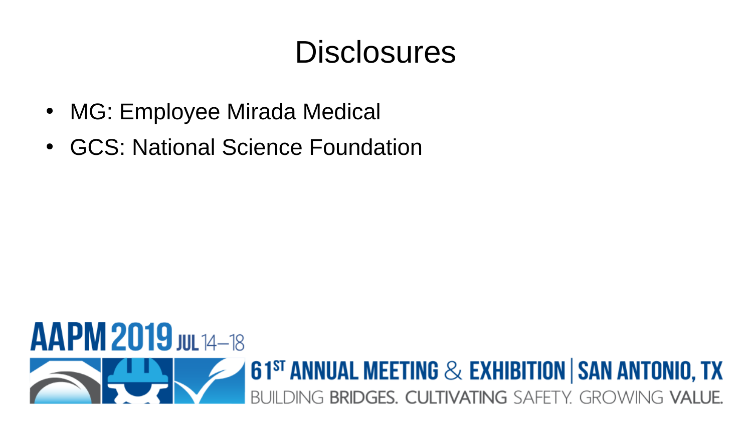# Disclosures

- MG: Employee Mirada Medical
- GCS: National Science Foundation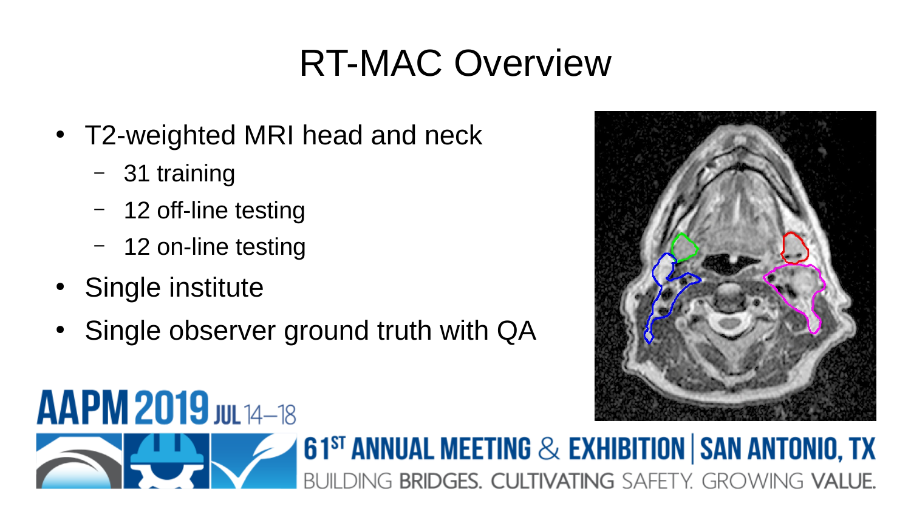# RT-MAC Overview

- T2-weighted MRI head and neck
  - 31 training
  - 12 off-line testing
  - 12 on-line testing
- Single institute
- Single observer ground truth with QA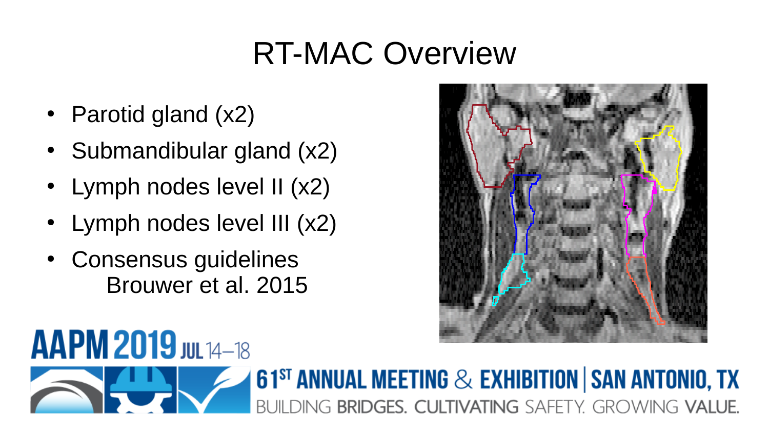# RT-MAC Overview

- Parotid gland (x2)
- Submandibular gland (x2)
- Lymph nodes level II (x2)
- Lymph nodes level III (x2)
- Consensus guidelines
  Brouwer et al. 2015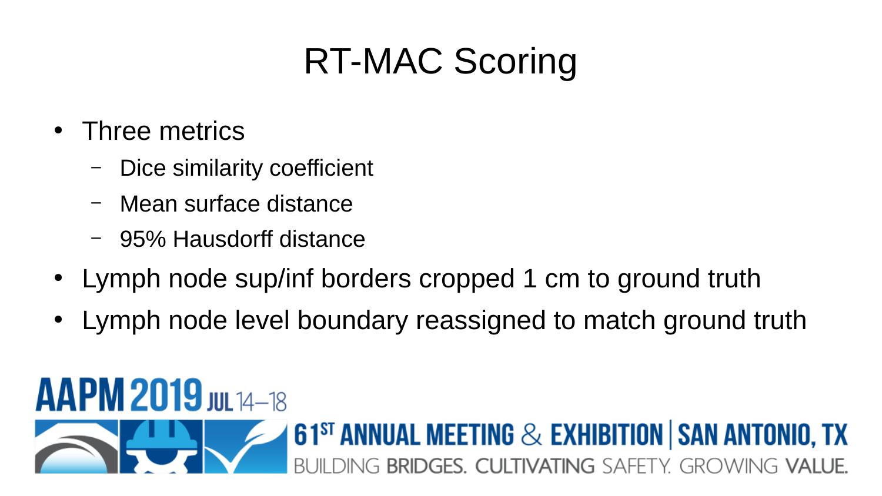# RT-MAC Scoring

- Three metrics
  - Dice similarity coefficient
  - Mean surface distance
  - 95% Hausdorff distance
- Lymph node sup/inf borders cropped 1 cm to ground truth
- Lymph node level boundary reassigned to match ground truth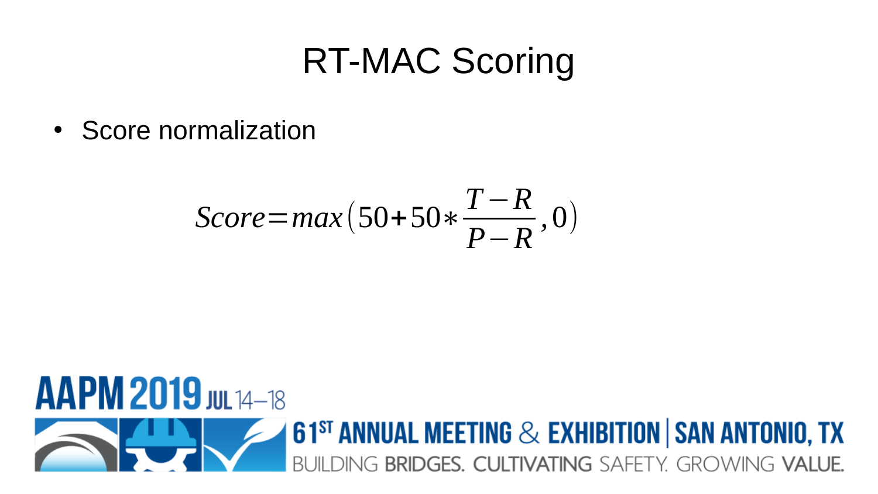# RT-MAC Scoring

- Score normalization

$$Score = max\left(50 + 50 * \frac{T - R}{P - R}, 0\right)$$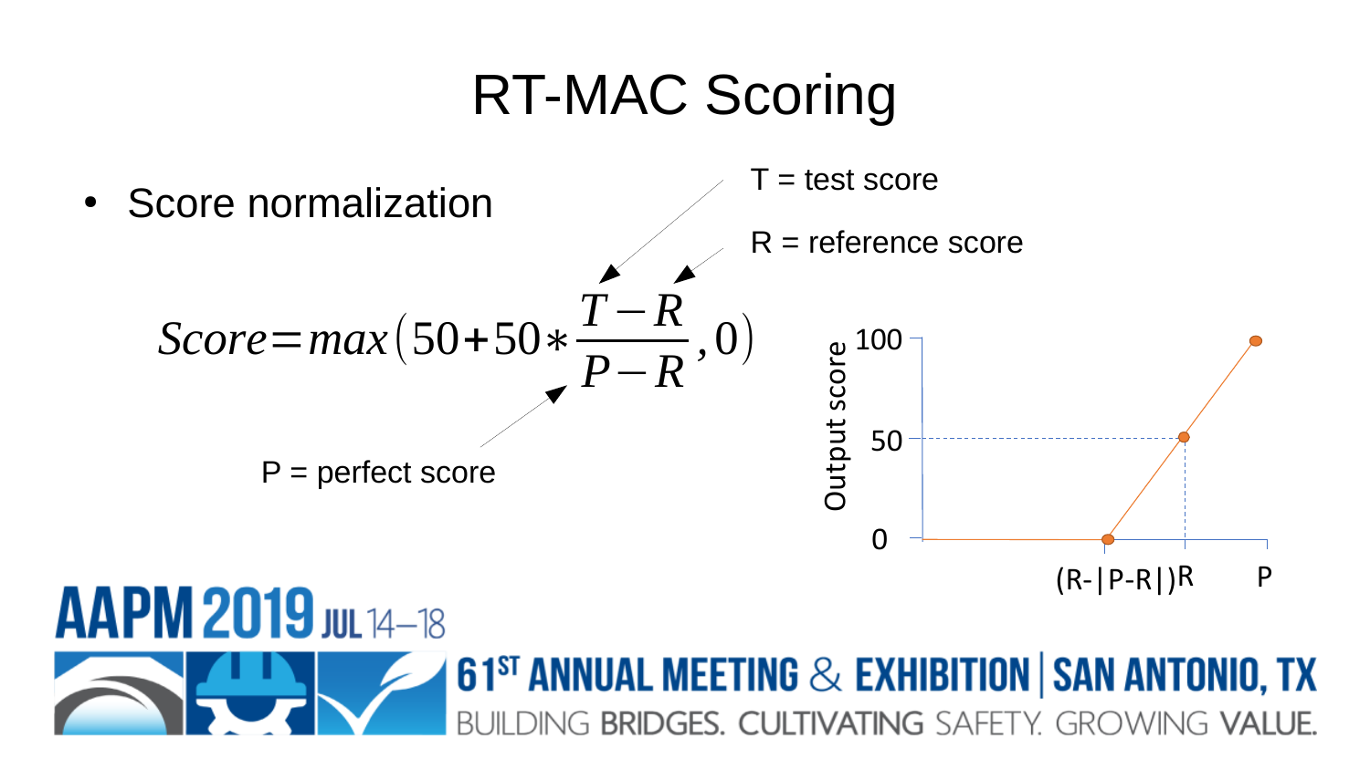# RT-MAC Scoring

- Score normalization

$$Score = max\left(50 + 50 * \frac{T - R}{P - R}, 0\right)$$

T = test score

R = reference score

P = perfect score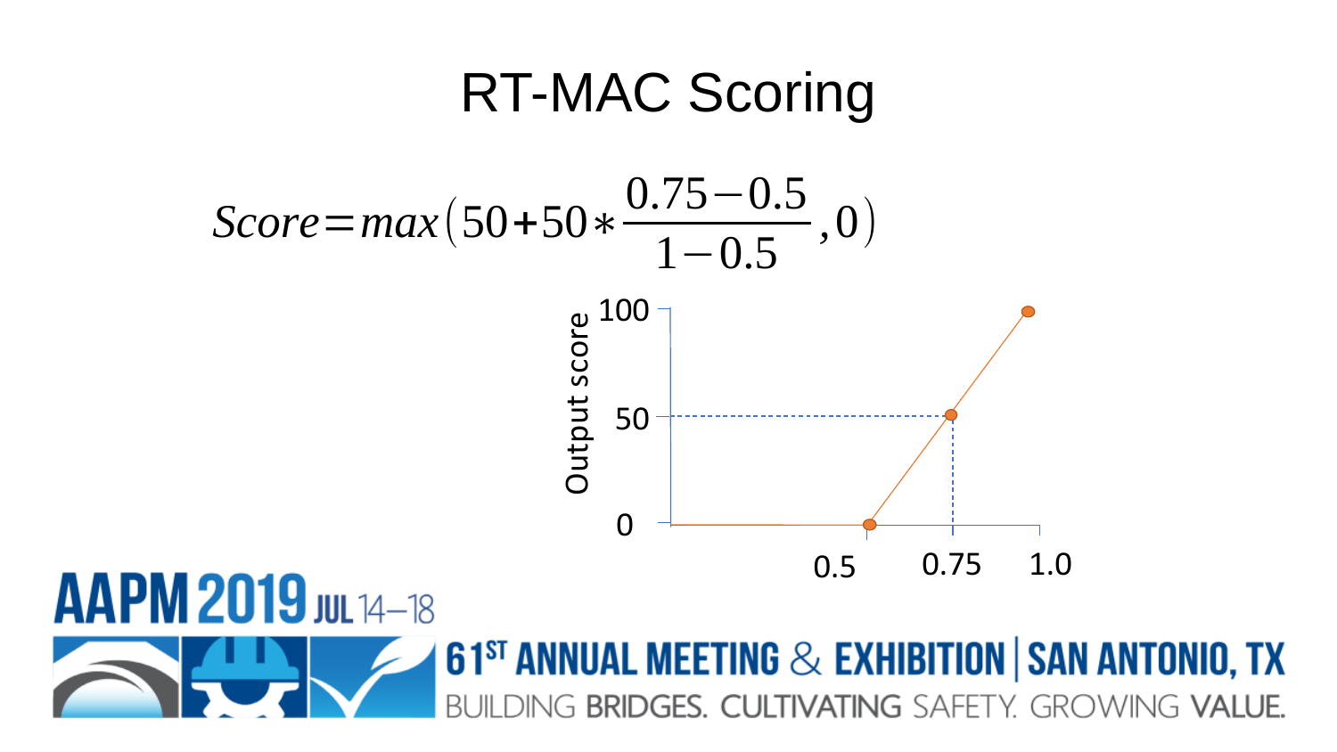# RT-MAC Scoring

$$Score = max\left(50 + 50 * \frac{0.75 - 0.5}{1 - 0.5}, 0\right)$$

Output score

100

50

0

0.5 0.75 1.0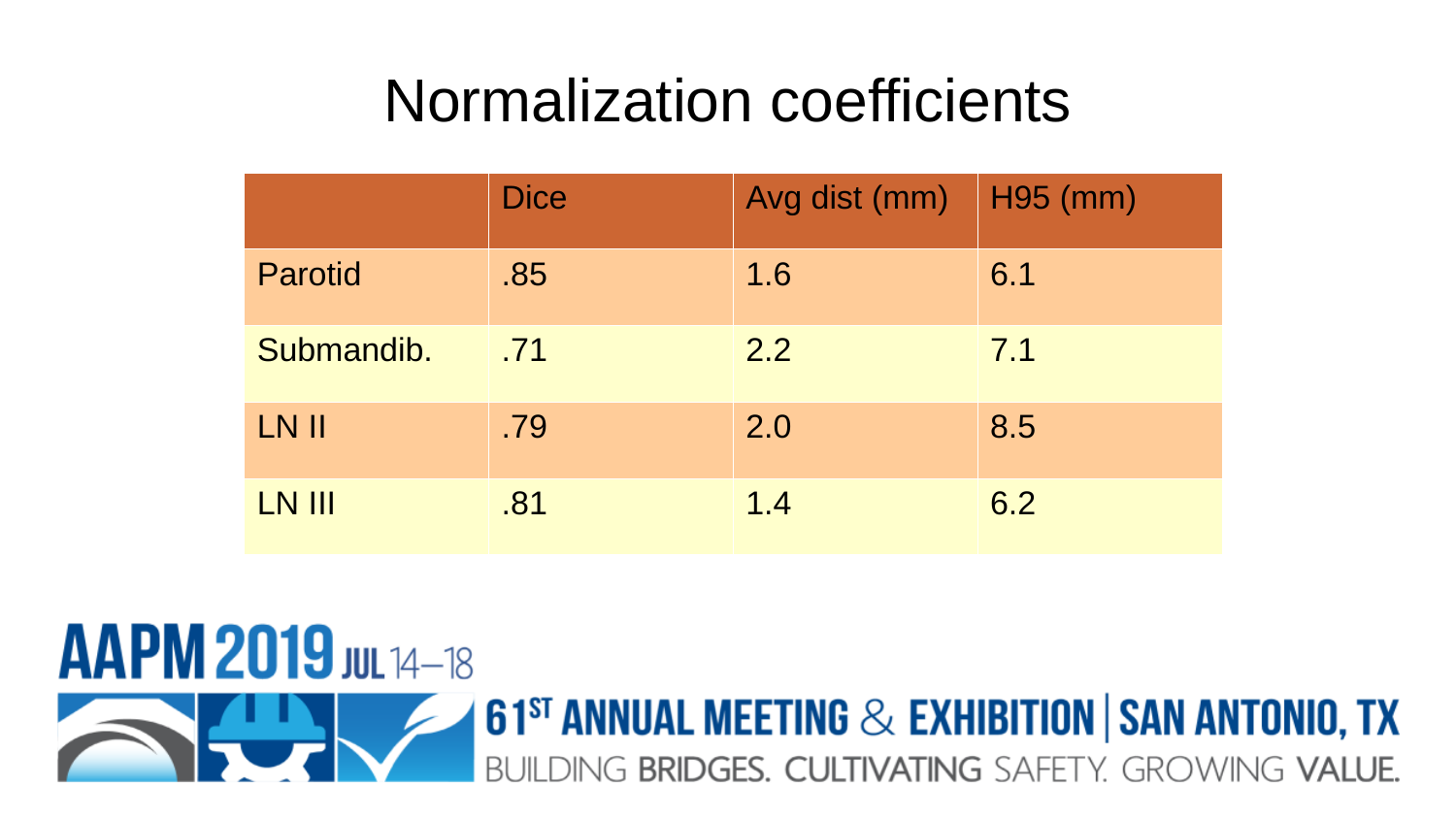# Normalization coefficients

| | Dice | Avg dist (mm) | H95 (mm) |
|---|---|---|---|
| Parotid | .85 | 1.6 | 6.1 |
| Submandib. | .71 | 2.2 | 7.1 |
| LN II | .79 | 2.0 | 8.5 |
| LN III | .81 | 1.4 | 6.2 |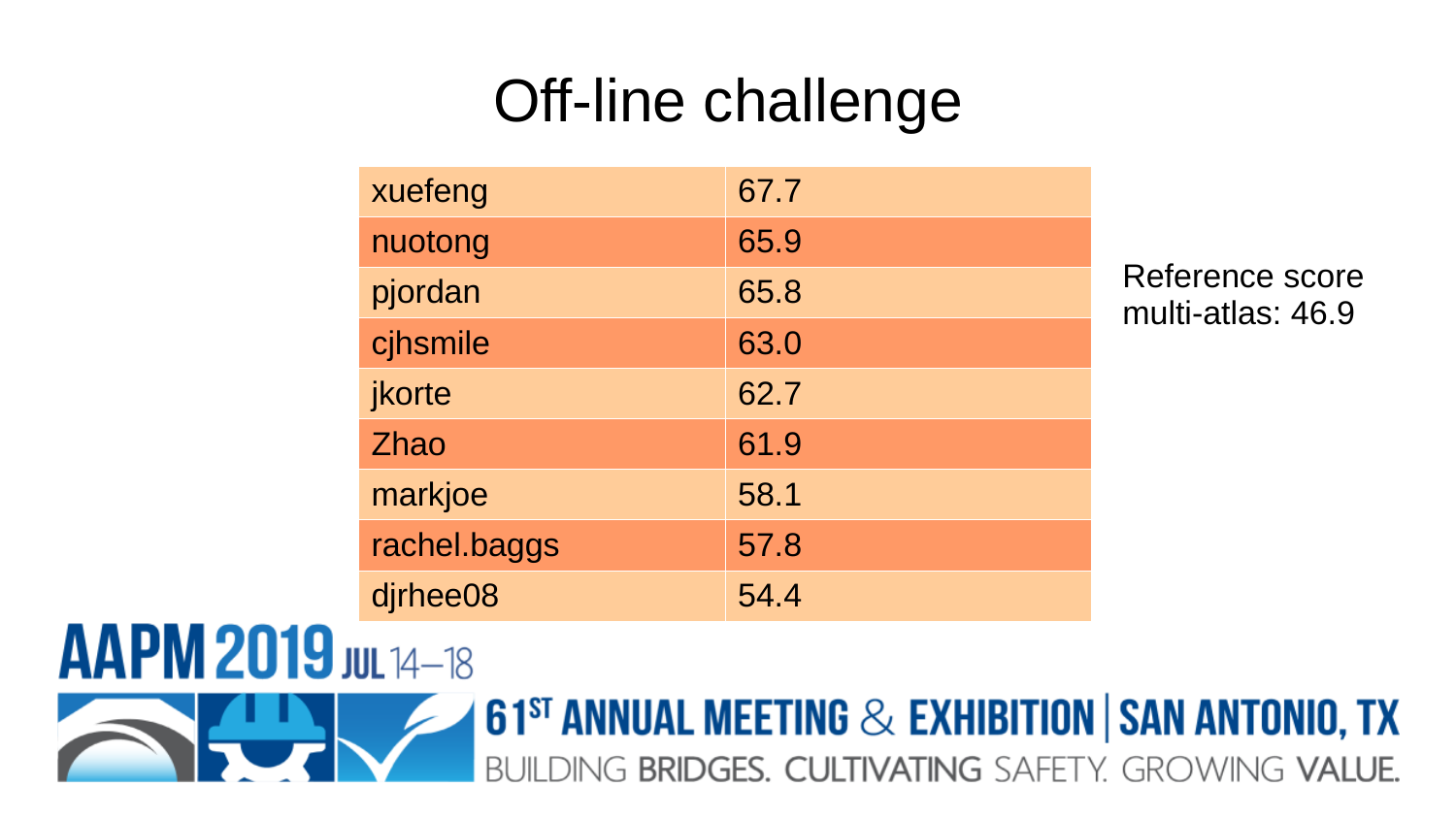# Off-line challenge

| | |
|---|---|
| xuefeng | 67.7 |
| nuotong | 65.9 |
| pjordan | 65.8 |
| cjhsmile | 63.0 |
| jkorte | 62.7 |
| Zhao | 61.9 |
| markjoe | 58.1 |
| rachel.baggs | 57.8 |
| djrhee08 | 54.4 |

Reference score multi-atlas: 46.9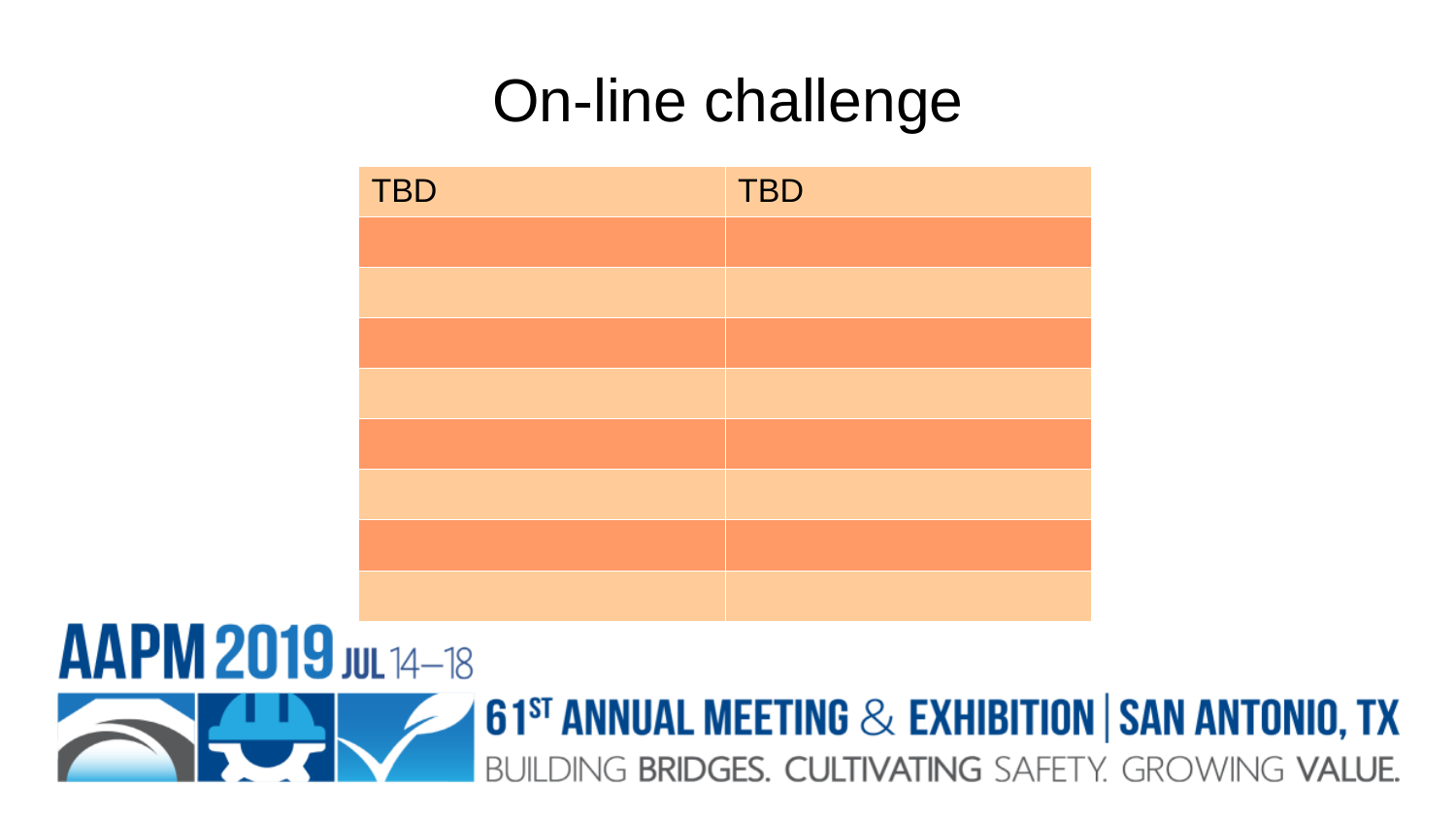# On-line challenge

| TBD | TBD |
| --- | --- |
| | |
| | |
| | |
| | |
| | |
| | |
| | |
| | |